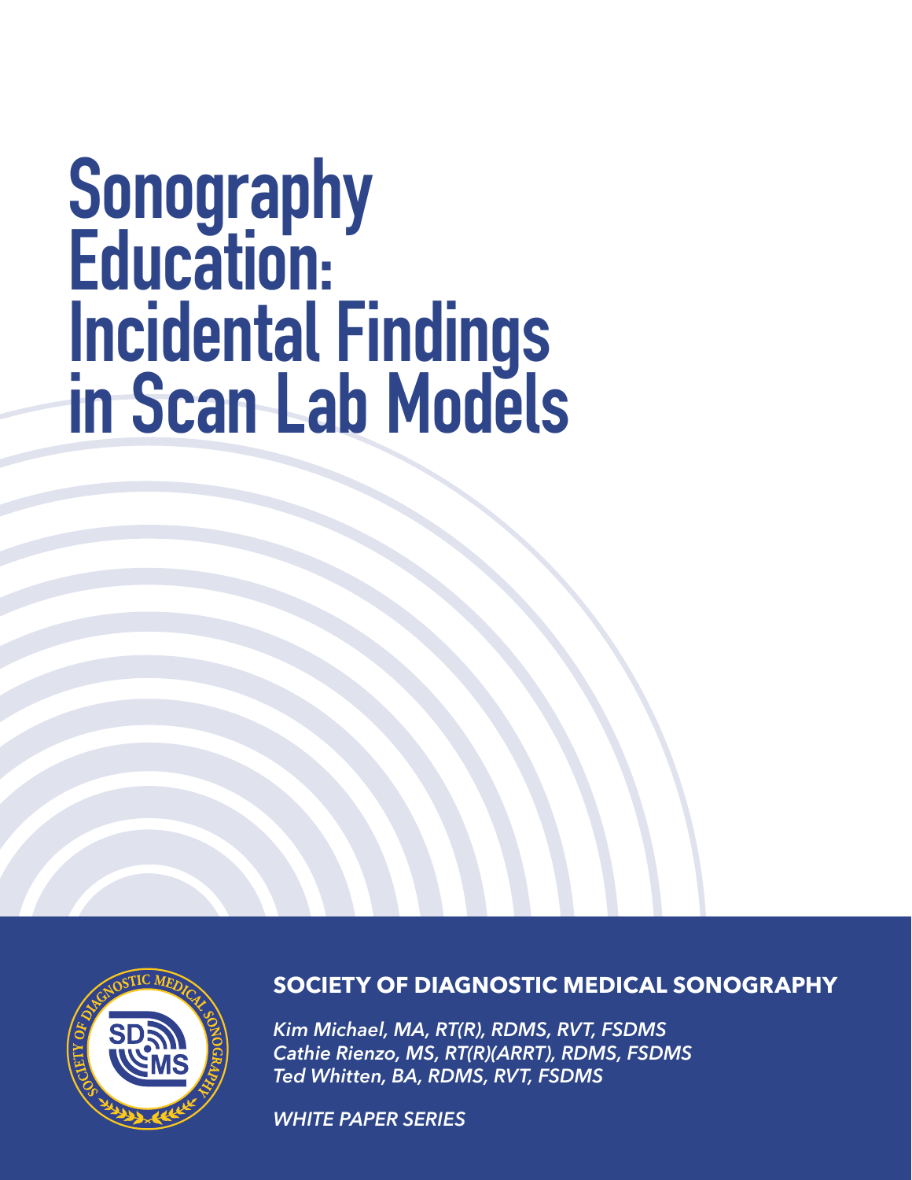# Sonography Education: Incidental Findings in Scan Lab Models

**SOCIETY OF DIAGNOSTIC MEDICAL SONOGRAPHY**

*Kim Michael, MA, RT(R), RDMS, RVT, FSDMS*
*Cathie Rienzo, MS, RT(R)(ARRT), RDMS, FSDMS*
*Ted Whitten, BA, RDMS, RVT, FSDMS*

*WHITE PAPER SERIES*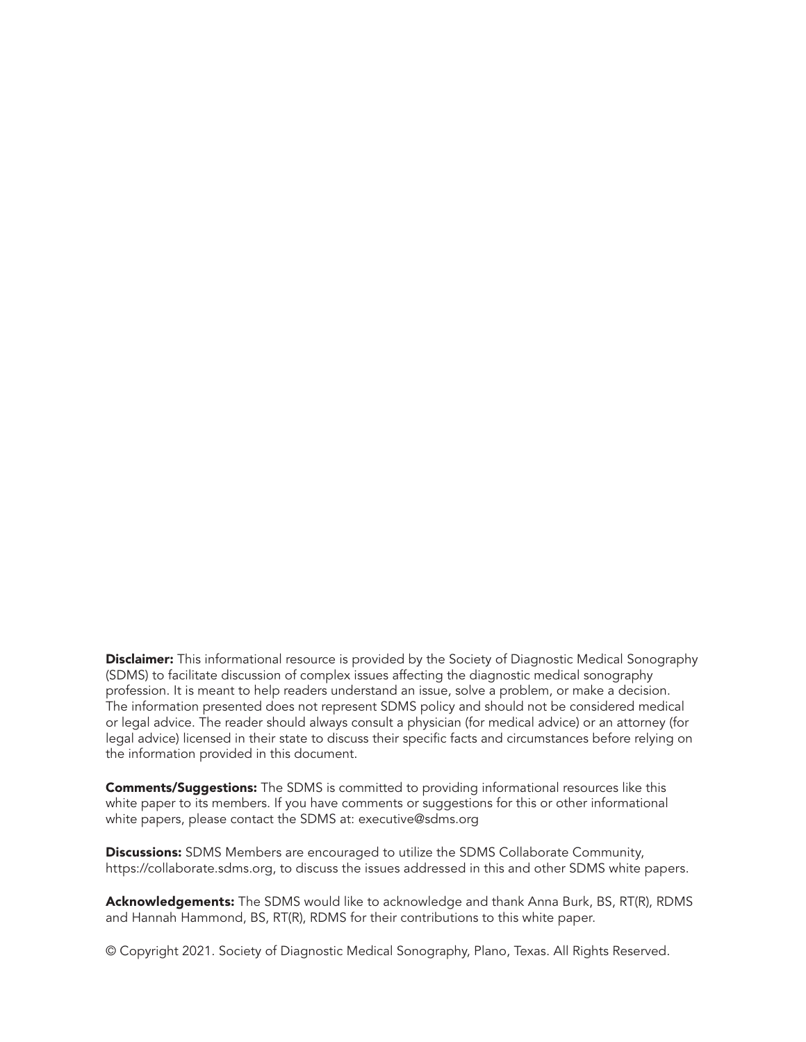**Disclaimer:** This informational resource is provided by the Society of Diagnostic Medical Sonography (SDMS) to facilitate discussion of complex issues affecting the diagnostic medical sonography profession. It is meant to help readers understand an issue, solve a problem, or make a decision. The information presented does not represent SDMS policy and should not be considered medical or legal advice. The reader should always consult a physician (for medical advice) or an attorney (for legal advice) licensed in their state to discuss their specific facts and circumstances before relying on the information provided in this document.

**Comments/Suggestions:** The SDMS is committed to providing informational resources like this white paper to its members. If you have comments or suggestions for this or other informational white papers, please contact the SDMS at: executive@sdms.org

**Discussions:** SDMS Members are encouraged to utilize the SDMS Collaborate Community, https://collaborate.sdms.org, to discuss the issues addressed in this and other SDMS white papers.

**Acknowledgements:** The SDMS would like to acknowledge and thank Anna Burk, BS, RT(R), RDMS and Hannah Hammond, BS, RT(R), RDMS for their contributions to this white paper.

© Copyright 2021. Society of Diagnostic Medical Sonography, Plano, Texas. All Rights Reserved.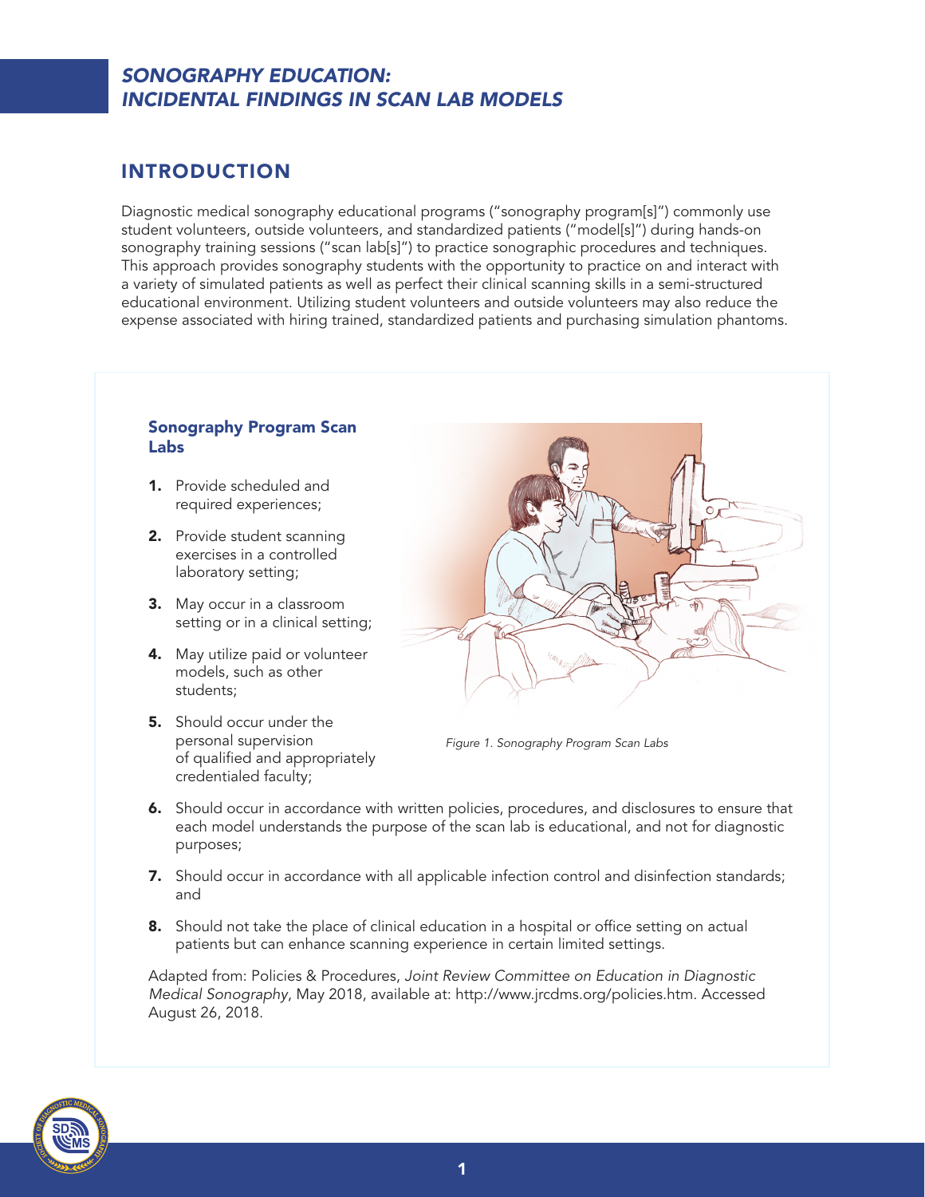# SONOGRAPHY EDUCATION: INCIDENTAL FINDINGS IN SCAN LAB MODELS

## INTRODUCTION

Diagnostic medical sonography educational programs ("sonography program[s]") commonly use student volunteers, outside volunteers, and standardized patients ("model[s]") during hands-on sonography training sessions ("scan lab[s]") to practice sonographic procedures and techniques. This approach provides sonography students with the opportunity to practice on and interact with a variety of simulated patients as well as perfect their clinical scanning skills in a semi-structured educational environment. Utilizing student volunteers and outside volunteers may also reduce the expense associated with hiring trained, standardized patients and purchasing simulation phantoms.

### Sonography Program Scan Labs

1. Provide scheduled and required experiences;
2. Provide student scanning exercises in a controlled laboratory setting;
3. May occur in a classroom setting or in a clinical setting;
4. May utilize paid or volunteer models, such as other students;
5. Should occur under the personal supervision of qualified and appropriately credentialed faculty;
6. Should occur in accordance with written policies, procedures, and disclosures to ensure that each model understands the purpose of the scan lab is educational, and not for diagnostic purposes;
7. Should occur in accordance with all applicable infection control and disinfection standards; and
8. Should not take the place of clinical education in a hospital or office setting on actual patients but can enhance scanning experience in certain limited settings.

*Figure 1. Sonography Program Scan Labs*

Adapted from: Policies & Procedures, *Joint Review Committee on Education in Diagnostic Medical Sonography*, May 2018, available at: http://www.jrcdms.org/policies.htm. Accessed August 26, 2018.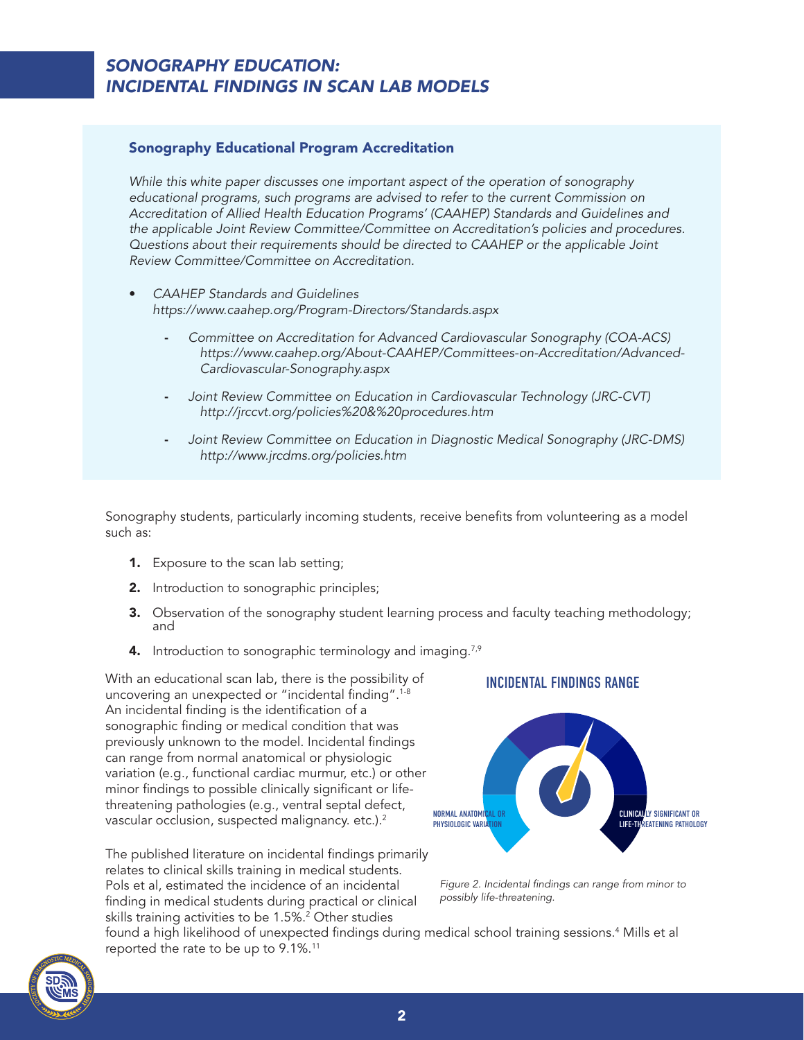## Sonography Educational Program Accreditation

*While this white paper discusses one important aspect of the operation of sonography educational programs, such programs are advised to refer to the current Commission on Accreditation of Allied Health Education Programs' (CAAHEP) Standards and Guidelines and the applicable Joint Review Committee/Committee on Accreditation's policies and procedures. Questions about their requirements should be directed to CAAHEP or the applicable Joint Review Committee/Committee on Accreditation.*

- *CAAHEP Standards and Guidelines*
  *https://www.caahep.org/Program-Directors/Standards.aspx*
  - *Committee on Accreditation for Advanced Cardiovascular Sonography (COA-ACS)*
    *https://www.caahep.org/About-CAAHEP/Committees-on-Accreditation/Advanced-Cardiovascular-Sonography.aspx*
  - *Joint Review Committee on Education in Cardiovascular Technology (JRC-CVT)*
    *http://jrccvt.org/policies%20&%20procedures.htm*
  - *Joint Review Committee on Education in Diagnostic Medical Sonography (JRC-DMS)*
    *http://www.jrcdms.org/policies.htm*

Sonography students, particularly incoming students, receive benefits from volunteering as a model such as:

1. Exposure to the scan lab setting;
2. Introduction to sonographic principles;
3. Observation of the sonography student learning process and faculty teaching methodology; and
4. Introduction to sonographic terminology and imaging.[7,9]

With an educational scan lab, there is the possibility of uncovering an unexpected or "incidental finding".[1-8] An incidental finding is the identification of a sonographic finding or medical condition that was previously unknown to the model. Incidental findings can range from normal anatomical or physiologic variation (e.g., functional cardiac murmur, etc.) or other minor findings to possible clinically significant or life-threatening pathologies (e.g., ventral septal defect, vascular occlusion, suspected malignancy. etc.).[2]

**INCIDENTAL FINDINGS RANGE**

NORMAL ANATOMICAL OR PHYSIOLOGIC VARIATION — CLINICALLY SIGNIFICANT OR LIFE-THREATENING PATHOLOGY

*Figure 2. Incidental findings can range from minor to possibly life-threatening.*

The published literature on incidental findings primarily relates to clinical skills training in medical students. Pols et al, estimated the incidence of an incidental finding in medical students during practical or clinical skills training activities to be 1.5%.[2] Other studies found a high likelihood of unexpected findings during medical school training sessions.[4] Mills et al reported the rate to be up to 9.1%.[11]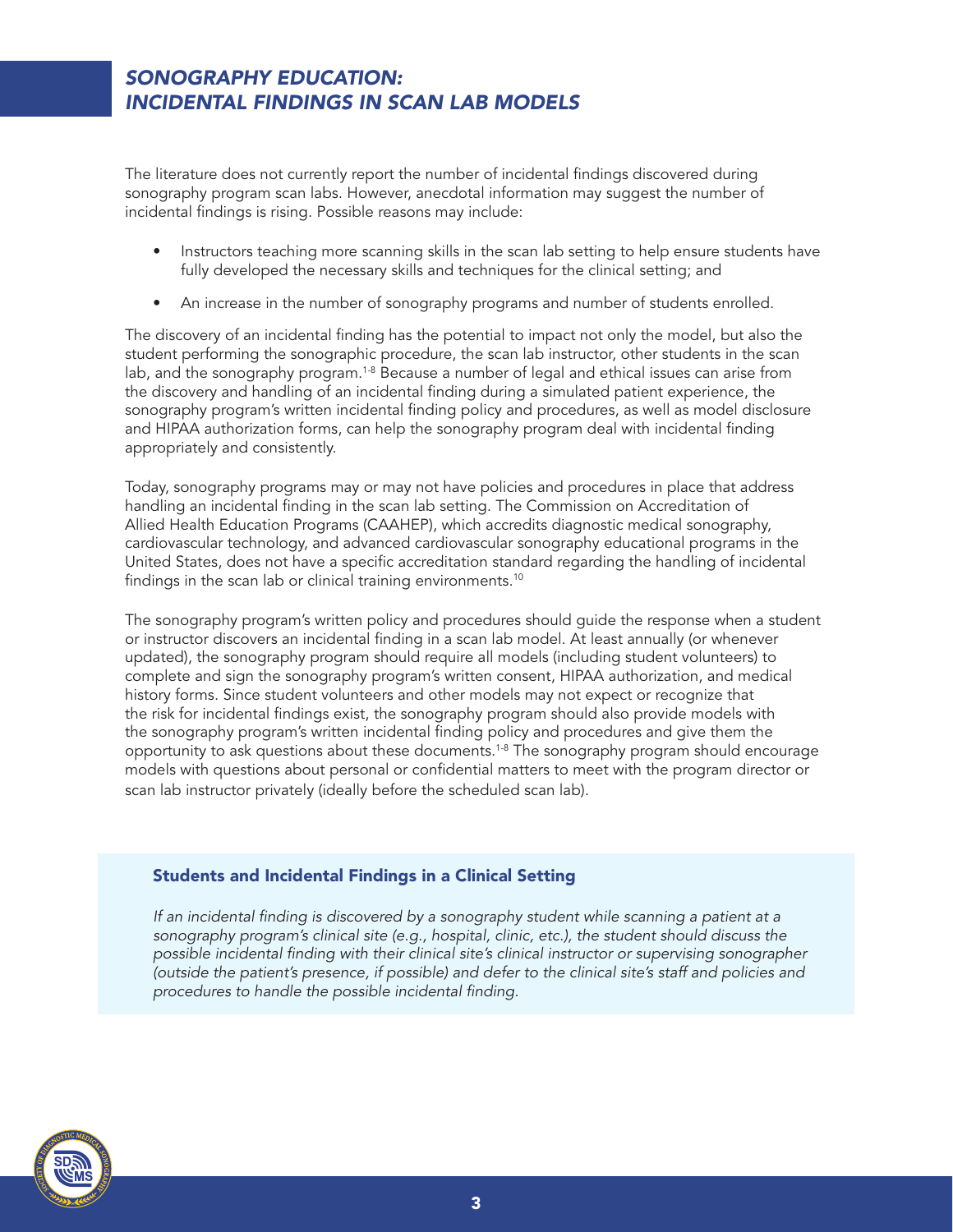The literature does not currently report the number of incidental findings discovered during sonography program scan labs. However, anecdotal information may suggest the number of incidental findings is rising. Possible reasons may include:

- Instructors teaching more scanning skills in the scan lab setting to help ensure students have fully developed the necessary skills and techniques for the clinical setting; and
- An increase in the number of sonography programs and number of students enrolled.

The discovery of an incidental finding has the potential to impact not only the model, but also the student performing the sonographic procedure, the scan lab instructor, other students in the scan lab, and the sonography program.[1-8] Because a number of legal and ethical issues can arise from the discovery and handling of an incidental finding during a simulated patient experience, the sonography program's written incidental finding policy and procedures, as well as model disclosure and HIPAA authorization forms, can help the sonography program deal with incidental finding appropriately and consistently.

Today, sonography programs may or may not have policies and procedures in place that address handling an incidental finding in the scan lab setting. The Commission on Accreditation of Allied Health Education Programs (CAAHEP), which accredits diagnostic medical sonography, cardiovascular technology, and advanced cardiovascular sonography educational programs in the United States, does not have a specific accreditation standard regarding the handling of incidental findings in the scan lab or clinical training environments.[10]

The sonography program's written policy and procedures should guide the response when a student or instructor discovers an incidental finding in a scan lab model. At least annually (or whenever updated), the sonography program should require all models (including student volunteers) to complete and sign the sonography program's written consent, HIPAA authorization, and medical history forms. Since student volunteers and other models may not expect or recognize that the risk for incidental findings exist, the sonography program should also provide models with the sonography program's written incidental finding policy and procedures and give them the opportunity to ask questions about these documents.[1-8] The sonography program should encourage models with questions about personal or confidential matters to meet with the program director or scan lab instructor privately (ideally before the scheduled scan lab).

### Students and Incidental Findings in a Clinical Setting

*If an incidental finding is discovered by a sonography student while scanning a patient at a sonography program's clinical site (e.g., hospital, clinic, etc.), the student should discuss the possible incidental finding with their clinical site's clinical instructor or supervising sonographer (outside the patient's presence, if possible) and defer to the clinical site's staff and policies and procedures to handle the possible incidental finding.*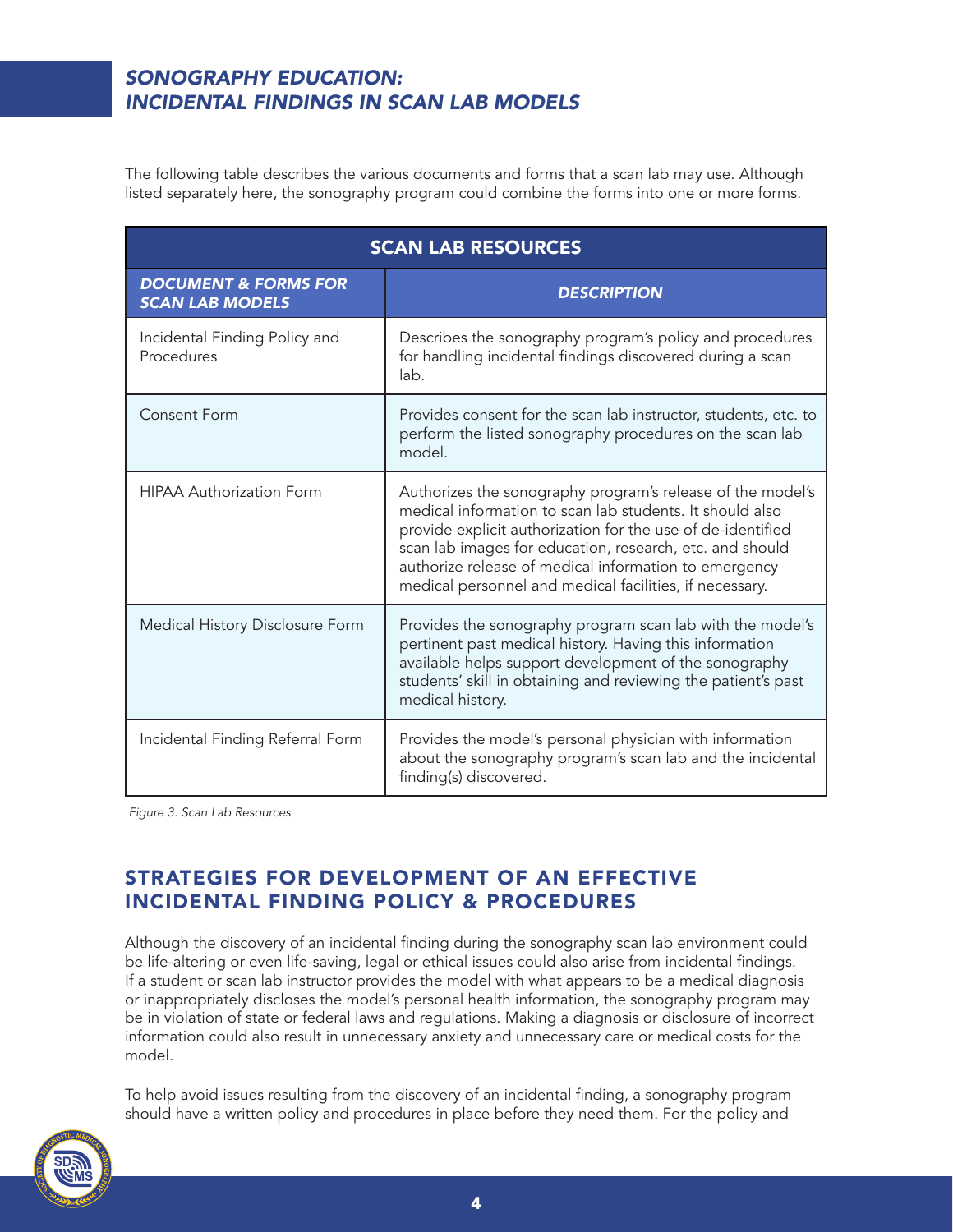The following table describes the various documents and forms that a scan lab may use. Although listed separately here, the sonography program could combine the forms into one or more forms.

| SCAN LAB RESOURCES | |
|---|---|
| ***DOCUMENT & FORMS FOR SCAN LAB MODELS*** | ***DESCRIPTION*** |
| Incidental Finding Policy and Procedures | Describes the sonography program's policy and procedures for handling incidental findings discovered during a scan lab. |
| Consent Form | Provides consent for the scan lab instructor, students, etc. to perform the listed sonography procedures on the scan lab model. |
| HIPAA Authorization Form | Authorizes the sonography program's release of the model's medical information to scan lab students. It should also provide explicit authorization for the use of de-identified scan lab images for education, research, etc. and should authorize release of medical information to emergency medical personnel and medical facilities, if necessary. |
| Medical History Disclosure Form | Provides the sonography program scan lab with the model's pertinent past medical history. Having this information available helps support development of the sonography students' skill in obtaining and reviewing the patient's past medical history. |
| Incidental Finding Referral Form | Provides the model's personal physician with information about the sonography program's scan lab and the incidental finding(s) discovered. |

*Figure 3. Scan Lab Resources*

## STRATEGIES FOR DEVELOPMENT OF AN EFFECTIVE INCIDENTAL FINDING POLICY & PROCEDURES

Although the discovery of an incidental finding during the sonography scan lab environment could be life-altering or even life-saving, legal or ethical issues could also arise from incidental findings. If a student or scan lab instructor provides the model with what appears to be a medical diagnosis or inappropriately discloses the model's personal health information, the sonography program may be in violation of state or federal laws and regulations. Making a diagnosis or disclosure of incorrect information could also result in unnecessary anxiety and unnecessary care or medical costs for the model.

To help avoid issues resulting from the discovery of an incidental finding, a sonography program should have a written policy and procedures in place before they need them. For the policy and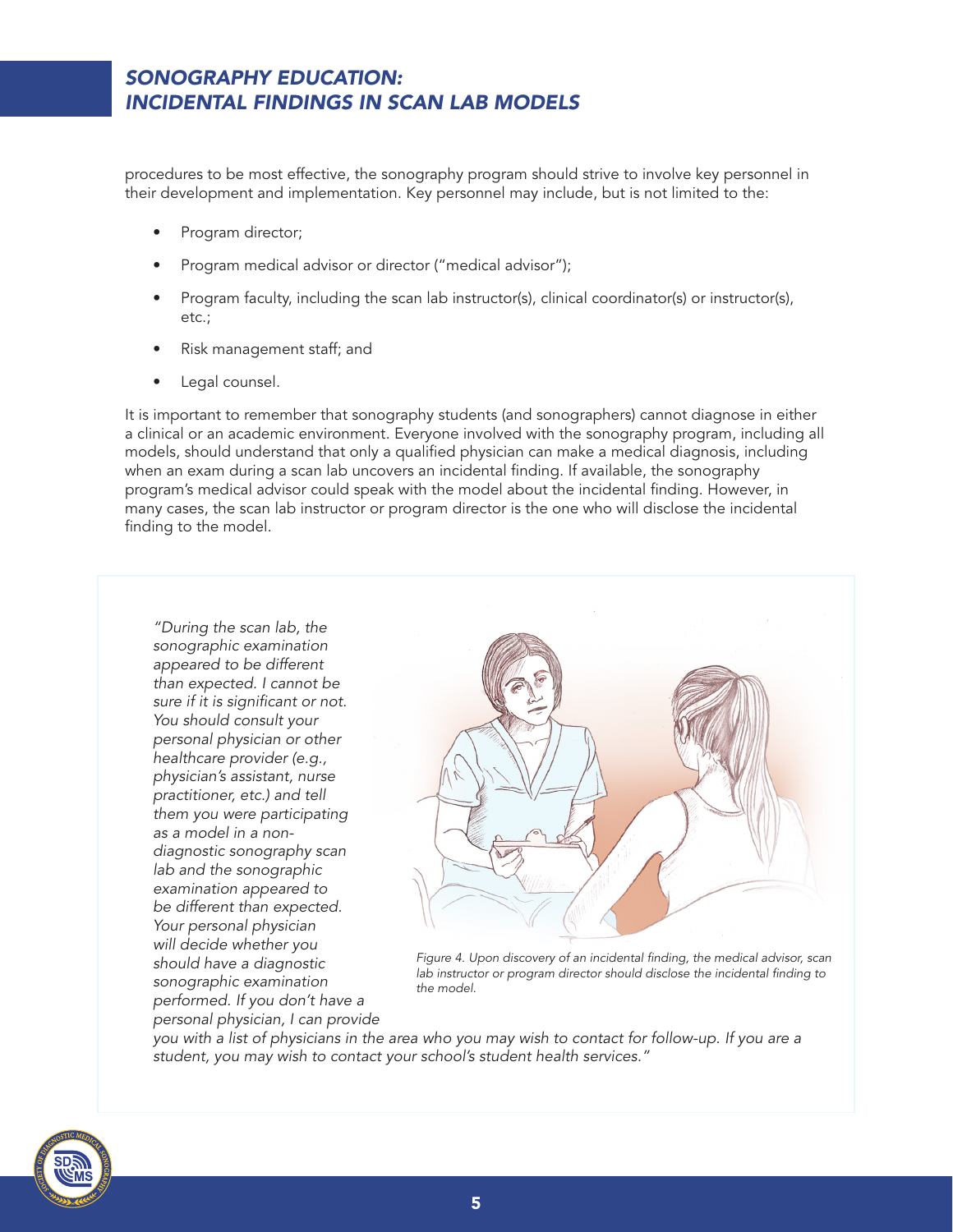procedures to be most effective, the sonography program should strive to involve key personnel in their development and implementation. Key personnel may include, but is not limited to the:

- Program director;
- Program medical advisor or director ("medical advisor");
- Program faculty, including the scan lab instructor(s), clinical coordinator(s) or instructor(s), etc.;
- Risk management staff; and
- Legal counsel.

It is important to remember that sonography students (and sonographers) cannot diagnose in either a clinical or an academic environment. Everyone involved with the sonography program, including all models, should understand that only a qualified physician can make a medical diagnosis, including when an exam during a scan lab uncovers an incidental finding. If available, the sonography program's medical advisor could speak with the model about the incidental finding. However, in many cases, the scan lab instructor or program director is the one who will disclose the incidental finding to the model.

*"During the scan lab, the sonographic examination appeared to be different than expected. I cannot be sure if it is significant or not. You should consult your personal physician or other healthcare provider (e.g., physician's assistant, nurse practitioner, etc.) and tell them you were participating as a model in a non-diagnostic sonography scan lab and the sonographic examination appeared to be different than expected. Your personal physician will decide whether you should have a diagnostic sonographic examination performed. If you don't have a personal physician, I can provide you with a list of physicians in the area who you may wish to contact for follow-up. If you are a student, you may wish to contact your school's student health services."*

*Figure 4. Upon discovery of an incidental finding, the medical advisor, scan lab instructor or program director should disclose the incidental finding to the model.*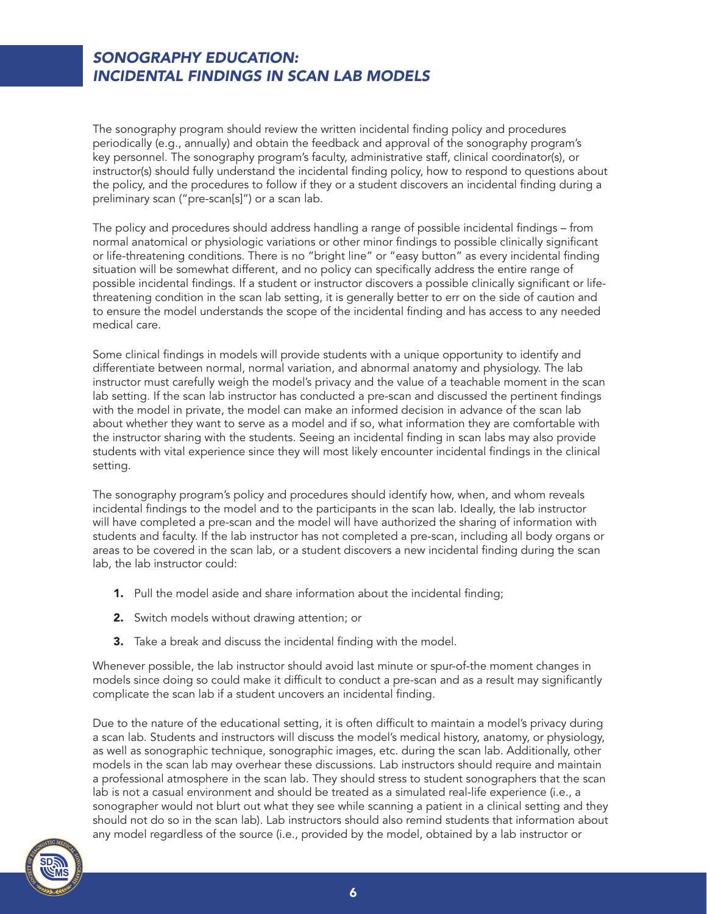The sonography program should review the written incidental finding policy and procedures periodically (e.g., annually) and obtain the feedback and approval of the sonography program's key personnel. The sonography program's faculty, administrative staff, clinical coordinator(s), or instructor(s) should fully understand the incidental finding policy, how to respond to questions about the policy, and the procedures to follow if they or a student discovers an incidental finding during a preliminary scan ("pre-scan[s]") or a scan lab.

The policy and procedures should address handling a range of possible incidental findings – from normal anatomical or physiologic variations or other minor findings to possible clinically significant or life-threatening conditions. There is no "bright line" or "easy button" as every incidental finding situation will be somewhat different, and no policy can specifically address the entire range of possible incidental findings. If a student or instructor discovers a possible clinically significant or life-threatening condition in the scan lab setting, it is generally better to err on the side of caution and to ensure the model understands the scope of the incidental finding and has access to any needed medical care.

Some clinical findings in models will provide students with a unique opportunity to identify and differentiate between normal, normal variation, and abnormal anatomy and physiology. The lab instructor must carefully weigh the model's privacy and the value of a teachable moment in the scan lab setting. If the scan lab instructor has conducted a pre-scan and discussed the pertinent findings with the model in private, the model can make an informed decision in advance of the scan lab about whether they want to serve as a model and if so, what information they are comfortable with the instructor sharing with the students. Seeing an incidental finding in scan labs may also provide students with vital experience since they will most likely encounter incidental findings in the clinical setting.

The sonography program's policy and procedures should identify how, when, and whom reveals incidental findings to the model and to the participants in the scan lab. Ideally, the lab instructor will have completed a pre-scan and the model will have authorized the sharing of information with students and faculty. If the lab instructor has not completed a pre-scan, including all body organs or areas to be covered in the scan lab, or a student discovers a new incidental finding during the scan lab, the lab instructor could:

1. Pull the model aside and share information about the incidental finding;
2. Switch models without drawing attention; or
3. Take a break and discuss the incidental finding with the model.

Whenever possible, the lab instructor should avoid last minute or spur-of-the moment changes in models since doing so could make it difficult to conduct a pre-scan and as a result may significantly complicate the scan lab if a student uncovers an incidental finding.

Due to the nature of the educational setting, it is often difficult to maintain a model's privacy during a scan lab. Students and instructors will discuss the model's medical history, anatomy, or physiology, as well as sonographic technique, sonographic images, etc. during the scan lab. Additionally, other models in the scan lab may overhear these discussions. Lab instructors should require and maintain a professional atmosphere in the scan lab. They should stress to student sonographers that the scan lab is not a casual environment and should be treated as a simulated real-life experience (i.e., a sonographer would not blurt out what they see while scanning a patient in a clinical setting and they should not do so in the scan lab). Lab instructors should also remind students that information about any model regardless of the source (i.e., provided by the model, obtained by a lab instructor or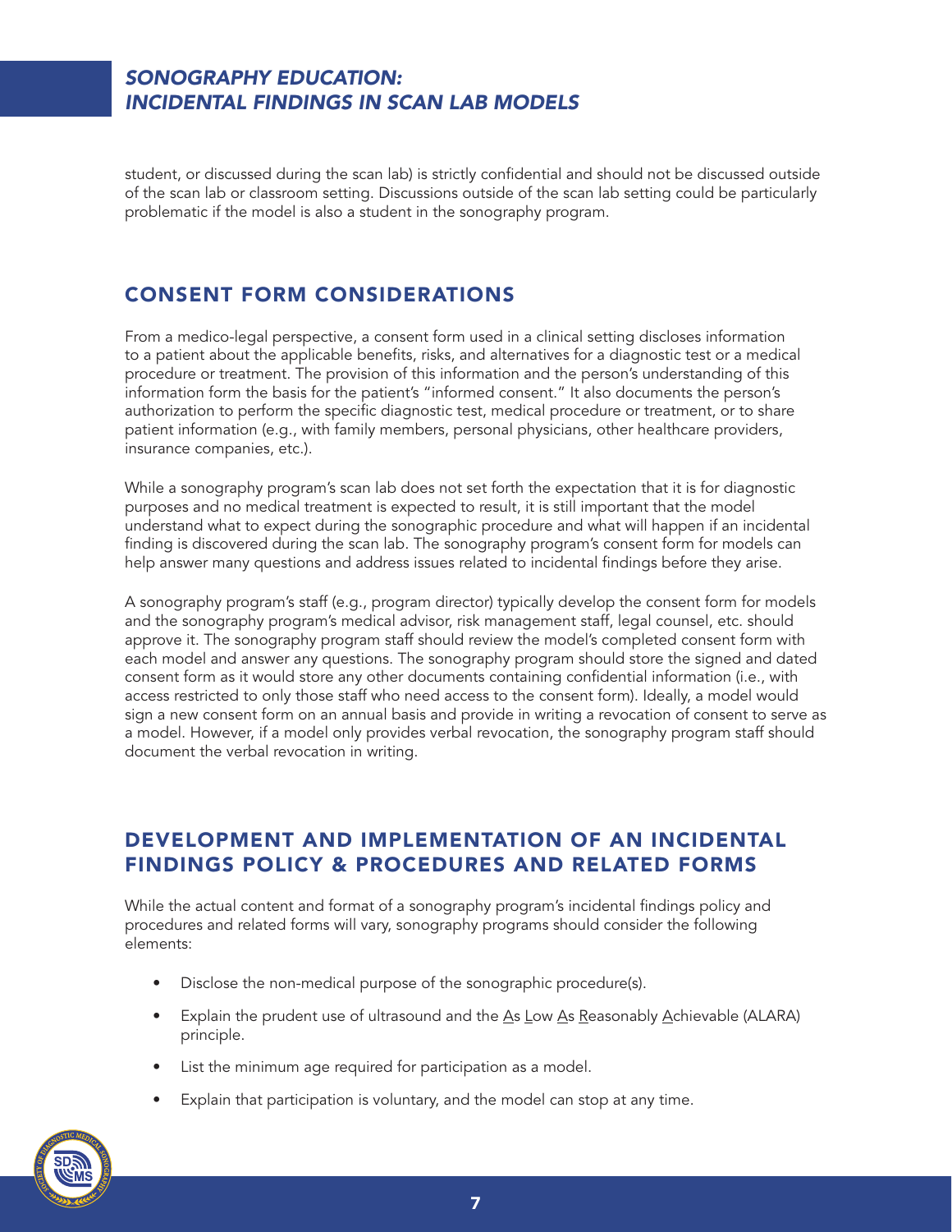student, or discussed during the scan lab) is strictly confidential and should not be discussed outside of the scan lab or classroom setting. Discussions outside of the scan lab setting could be particularly problematic if the model is also a student in the sonography program.

## CONSENT FORM CONSIDERATIONS

From a medico-legal perspective, a consent form used in a clinical setting discloses information to a patient about the applicable benefits, risks, and alternatives for a diagnostic test or a medical procedure or treatment. The provision of this information and the person's understanding of this information form the basis for the patient's "informed consent." It also documents the person's authorization to perform the specific diagnostic test, medical procedure or treatment, or to share patient information (e.g., with family members, personal physicians, other healthcare providers, insurance companies, etc.).

While a sonography program's scan lab does not set forth the expectation that it is for diagnostic purposes and no medical treatment is expected to result, it is still important that the model understand what to expect during the sonographic procedure and what will happen if an incidental finding is discovered during the scan lab. The sonography program's consent form for models can help answer many questions and address issues related to incidental findings before they arise.

A sonography program's staff (e.g., program director) typically develop the consent form for models and the sonography program's medical advisor, risk management staff, legal counsel, etc. should approve it. The sonography program staff should review the model's completed consent form with each model and answer any questions. The sonography program should store the signed and dated consent form as it would store any other documents containing confidential information (i.e., with access restricted to only those staff who need access to the consent form). Ideally, a model would sign a new consent form on an annual basis and provide in writing a revocation of consent to serve as a model. However, if a model only provides verbal revocation, the sonography program staff should document the verbal revocation in writing.

## DEVELOPMENT AND IMPLEMENTATION OF AN INCIDENTAL FINDINGS POLICY & PROCEDURES AND RELATED FORMS

While the actual content and format of a sonography program's incidental findings policy and procedures and related forms will vary, sonography programs should consider the following elements:

- Disclose the non-medical purpose of the sonographic procedure(s).
- Explain the prudent use of ultrasound and the As Low As Reasonably Achievable (ALARA) principle.
- List the minimum age required for participation as a model.
- Explain that participation is voluntary, and the model can stop at any time.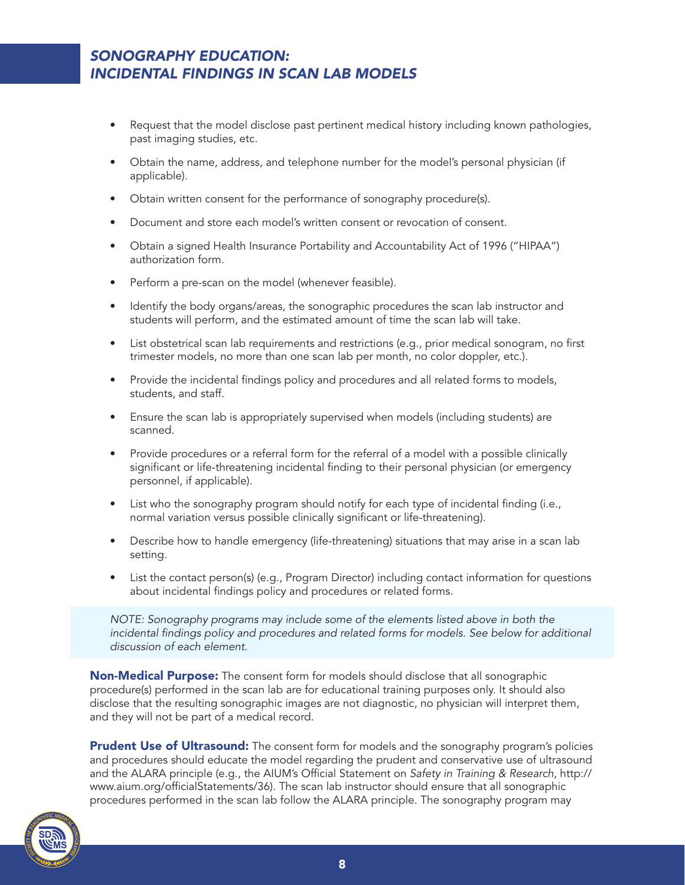- Request that the model disclose past pertinent medical history including known pathologies, past imaging studies, etc.
- Obtain the name, address, and telephone number for the model's personal physician (if applicable).
- Obtain written consent for the performance of sonography procedure(s).
- Document and store each model's written consent or revocation of consent.
- Obtain a signed Health Insurance Portability and Accountability Act of 1996 ("HIPAA") authorization form.
- Perform a pre-scan on the model (whenever feasible).
- Identify the body organs/areas, the sonographic procedures the scan lab instructor and students will perform, and the estimated amount of time the scan lab will take.
- List obstetrical scan lab requirements and restrictions (e.g., prior medical sonogram, no first trimester models, no more than one scan lab per month, no color doppler, etc.).
- Provide the incidental findings policy and procedures and all related forms to models, students, and staff.
- Ensure the scan lab is appropriately supervised when models (including students) are scanned.
- Provide procedures or a referral form for the referral of a model with a possible clinically significant or life-threatening incidental finding to their personal physician (or emergency personnel, if applicable).
- List who the sonography program should notify for each type of incidental finding (i.e., normal variation versus possible clinically significant or life-threatening).
- Describe how to handle emergency (life-threatening) situations that may arise in a scan lab setting.
- List the contact person(s) (e.g., Program Director) including contact information for questions about incidental findings policy and procedures or related forms.

*NOTE: Sonography programs may include some of the elements listed above in both the incidental findings policy and procedures and related forms for models. See below for additional discussion of each element.*

**Non-Medical Purpose:** The consent form for models should disclose that all sonographic procedure(s) performed in the scan lab are for educational training purposes only. It should also disclose that the resulting sonographic images are not diagnostic, no physician will interpret them, and they will not be part of a medical record.

**Prudent Use of Ultrasound:** The consent form for models and the sonography program's policies and procedures should educate the model regarding the prudent and conservative use of ultrasound and the ALARA principle (e.g., the AIUM's Official Statement on *Safety in Training & Research*, http://www.aium.org/officialStatements/36). The scan lab instructor should ensure that all sonographic procedures performed in the scan lab follow the ALARA principle. The sonography program may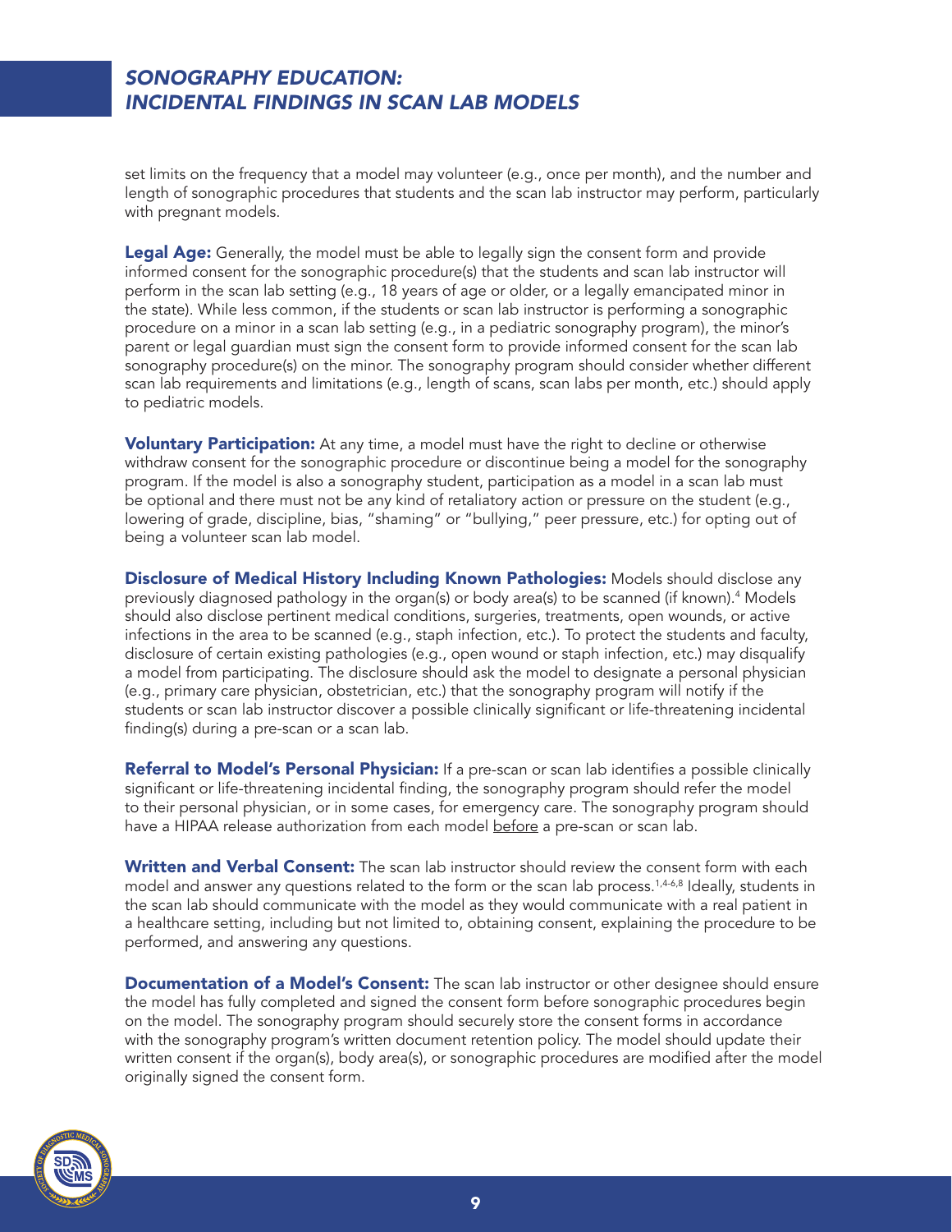set limits on the frequency that a model may volunteer (e.g., once per month), and the number and length of sonographic procedures that students and the scan lab instructor may perform, particularly with pregnant models.

**Legal Age:** Generally, the model must be able to legally sign the consent form and provide informed consent for the sonographic procedure(s) that the students and scan lab instructor will perform in the scan lab setting (e.g., 18 years of age or older, or a legally emancipated minor in the state). While less common, if the students or scan lab instructor is performing a sonographic procedure on a minor in a scan lab setting (e.g., in a pediatric sonography program), the minor's parent or legal guardian must sign the consent form to provide informed consent for the scan lab sonography procedure(s) on the minor. The sonography program should consider whether different scan lab requirements and limitations (e.g., length of scans, scan labs per month, etc.) should apply to pediatric models.

**Voluntary Participation:** At any time, a model must have the right to decline or otherwise withdraw consent for the sonographic procedure or discontinue being a model for the sonography program. If the model is also a sonography student, participation as a model in a scan lab must be optional and there must not be any kind of retaliatory action or pressure on the student (e.g., lowering of grade, discipline, bias, "shaming" or "bullying," peer pressure, etc.) for opting out of being a volunteer scan lab model.

**Disclosure of Medical History Including Known Pathologies:** Models should disclose any previously diagnosed pathology in the organ(s) or body area(s) to be scanned (if known).[4] Models should also disclose pertinent medical conditions, surgeries, treatments, open wounds, or active infections in the area to be scanned (e.g., staph infection, etc.). To protect the students and faculty, disclosure of certain existing pathologies (e.g., open wound or staph infection, etc.) may disqualify a model from participating. The disclosure should ask the model to designate a personal physician (e.g., primary care physician, obstetrician, etc.) that the sonography program will notify if the students or scan lab instructor discover a possible clinically significant or life-threatening incidental finding(s) during a pre-scan or a scan lab.

**Referral to Model's Personal Physician:** If a pre-scan or scan lab identifies a possible clinically significant or life-threatening incidental finding, the sonography program should refer the model to their personal physician, or in some cases, for emergency care. The sonography program should have a HIPAA release authorization from each model before a pre-scan or scan lab.

**Written and Verbal Consent:** The scan lab instructor should review the consent form with each model and answer any questions related to the form or the scan lab process.[1,4-6,8] Ideally, students in the scan lab should communicate with the model as they would communicate with a real patient in a healthcare setting, including but not limited to, obtaining consent, explaining the procedure to be performed, and answering any questions.

**Documentation of a Model's Consent:** The scan lab instructor or other designee should ensure the model has fully completed and signed the consent form before sonographic procedures begin on the model. The sonography program should securely store the consent forms in accordance with the sonography program's written document retention policy. The model should update their written consent if the organ(s), body area(s), or sonographic procedures are modified after the model originally signed the consent form.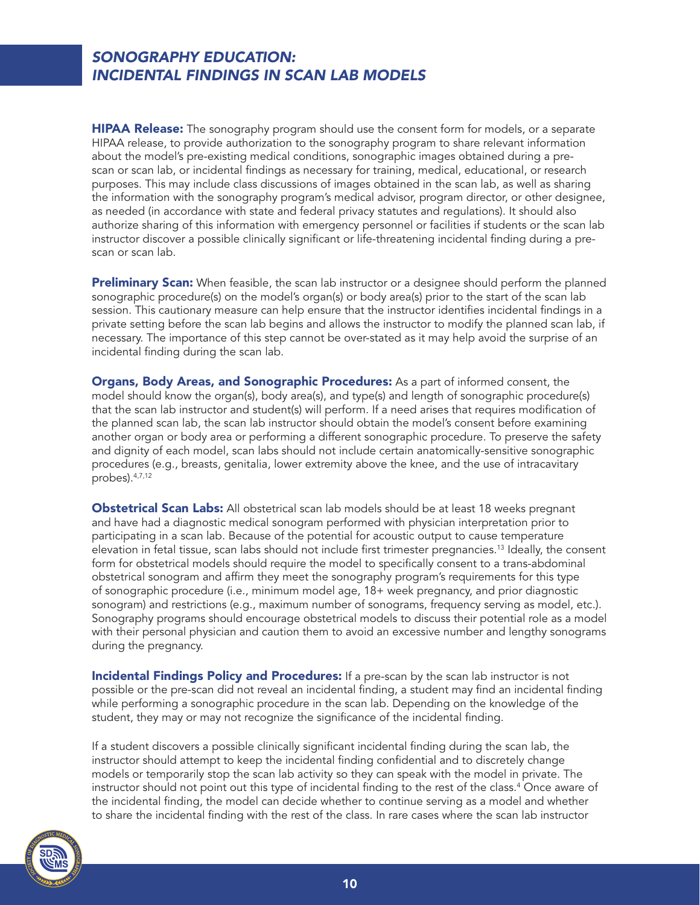**HIPAA Release:** The sonography program should use the consent form for models, or a separate HIPAA release, to provide authorization to the sonography program to share relevant information about the model's pre-existing medical conditions, sonographic images obtained during a pre-scan or scan lab, or incidental findings as necessary for training, medical, educational, or research purposes. This may include class discussions of images obtained in the scan lab, as well as sharing the information with the sonography program's medical advisor, program director, or other designee, as needed (in accordance with state and federal privacy statutes and regulations). It should also authorize sharing of this information with emergency personnel or facilities if students or the scan lab instructor discover a possible clinically significant or life-threatening incidental finding during a pre-scan or scan lab.

**Preliminary Scan:** When feasible, the scan lab instructor or a designee should perform the planned sonographic procedure(s) on the model's organ(s) or body area(s) prior to the start of the scan lab session. This cautionary measure can help ensure that the instructor identifies incidental findings in a private setting before the scan lab begins and allows the instructor to modify the planned scan lab, if necessary. The importance of this step cannot be over-stated as it may help avoid the surprise of an incidental finding during the scan lab.

**Organs, Body Areas, and Sonographic Procedures:** As a part of informed consent, the model should know the organ(s), body area(s), and type(s) and length of sonographic procedure(s) that the scan lab instructor and student(s) will perform. If a need arises that requires modification of the planned scan lab, the scan lab instructor should obtain the model's consent before examining another organ or body area or performing a different sonographic procedure. To preserve the safety and dignity of each model, scan labs should not include certain anatomically-sensitive sonographic procedures (e.g., breasts, genitalia, lower extremity above the knee, and the use of intracavitary probes).[4,7,12]

**Obstetrical Scan Labs:** All obstetrical scan lab models should be at least 18 weeks pregnant and have had a diagnostic medical sonogram performed with physician interpretation prior to participating in a scan lab. Because of the potential for acoustic output to cause temperature elevation in fetal tissue, scan labs should not include first trimester pregnancies.[13] Ideally, the consent form for obstetrical models should require the model to specifically consent to a trans-abdominal obstetrical sonogram and affirm they meet the sonography program's requirements for this type of sonographic procedure (i.e., minimum model age, 18+ week pregnancy, and prior diagnostic sonogram) and restrictions (e.g., maximum number of sonograms, frequency serving as model, etc.). Sonography programs should encourage obstetrical models to discuss their potential role as a model with their personal physician and caution them to avoid an excessive number and lengthy sonograms during the pregnancy.

**Incidental Findings Policy and Procedures:** If a pre-scan by the scan lab instructor is not possible or the pre-scan did not reveal an incidental finding, a student may find an incidental finding while performing a sonographic procedure in the scan lab. Depending on the knowledge of the student, they may or may not recognize the significance of the incidental finding.

If a student discovers a possible clinically significant incidental finding during the scan lab, the instructor should attempt to keep the incidental finding confidential and to discretely change models or temporarily stop the scan lab activity so they can speak with the model in private. The instructor should not point out this type of incidental finding to the rest of the class.[4] Once aware of the incidental finding, the model can decide whether to continue serving as a model and whether to share the incidental finding with the rest of the class. In rare cases where the scan lab instructor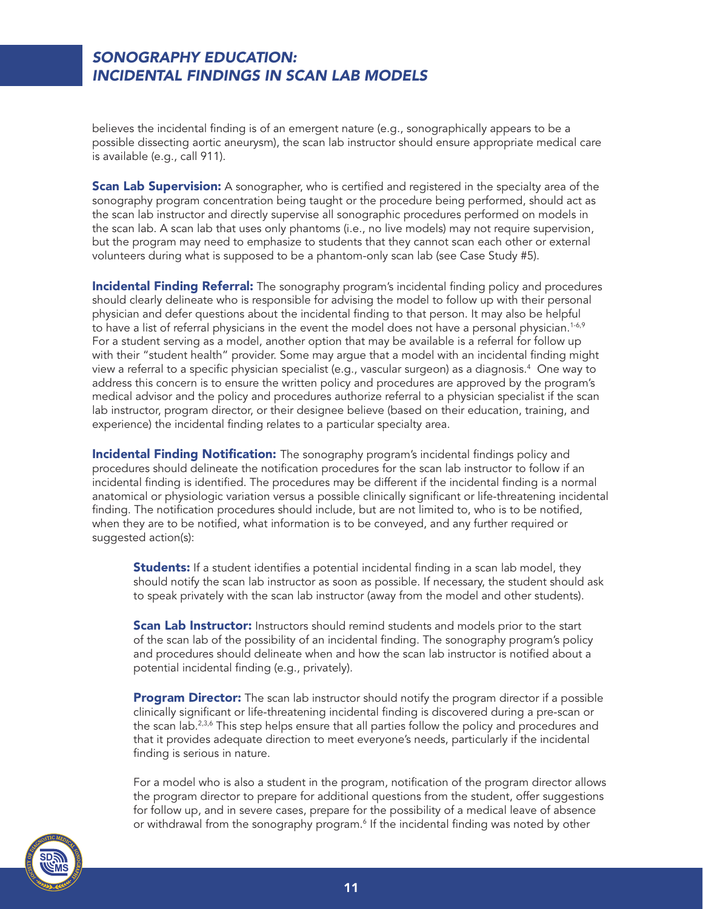believes the incidental finding is of an emergent nature (e.g., sonographically appears to be a possible dissecting aortic aneurysm), the scan lab instructor should ensure appropriate medical care is available (e.g., call 911).

**Scan Lab Supervision:** A sonographer, who is certified and registered in the specialty area of the sonography program concentration being taught or the procedure being performed, should act as the scan lab instructor and directly supervise all sonographic procedures performed on models in the scan lab. A scan lab that uses only phantoms (i.e., no live models) may not require supervision, but the program may need to emphasize to students that they cannot scan each other or external volunteers during what is supposed to be a phantom-only scan lab (see Case Study #5).

**Incidental Finding Referral:** The sonography program's incidental finding policy and procedures should clearly delineate who is responsible for advising the model to follow up with their personal physician and defer questions about the incidental finding to that person. It may also be helpful to have a list of referral physicians in the event the model does not have a personal physician.[1-6,9] For a student serving as a model, another option that may be available is a referral for follow up with their "student health" provider. Some may argue that a model with an incidental finding might view a referral to a specific physician specialist (e.g., vascular surgeon) as a diagnosis.[4] One way to address this concern is to ensure the written policy and procedures are approved by the program's medical advisor and the policy and procedures authorize referral to a physician specialist if the scan lab instructor, program director, or their designee believe (based on their education, training, and experience) the incidental finding relates to a particular specialty area.

**Incidental Finding Notification:** The sonography program's incidental findings policy and procedures should delineate the notification procedures for the scan lab instructor to follow if an incidental finding is identified. The procedures may be different if the incidental finding is a normal anatomical or physiologic variation versus a possible clinically significant or life-threatening incidental finding. The notification procedures should include, but are not limited to, who is to be notified, when they are to be notified, what information is to be conveyed, and any further required or suggested action(s):

> **Students:** If a student identifies a potential incidental finding in a scan lab model, they should notify the scan lab instructor as soon as possible. If necessary, the student should ask to speak privately with the scan lab instructor (away from the model and other students).
>
> **Scan Lab Instructor:** Instructors should remind students and models prior to the start of the scan lab of the possibility of an incidental finding. The sonography program's policy and procedures should delineate when and how the scan lab instructor is notified about a potential incidental finding (e.g., privately).
>
> **Program Director:** The scan lab instructor should notify the program director if a possible clinically significant or life-threatening incidental finding is discovered during a pre-scan or the scan lab.[2,3,6] This step helps ensure that all parties follow the policy and procedures and that it provides adequate direction to meet everyone's needs, particularly if the incidental finding is serious in nature.
>
> For a model who is also a student in the program, notification of the program director allows the program director to prepare for additional questions from the student, offer suggestions for follow up, and in severe cases, prepare for the possibility of a medical leave of absence or withdrawal from the sonography program.[6] If the incidental finding was noted by other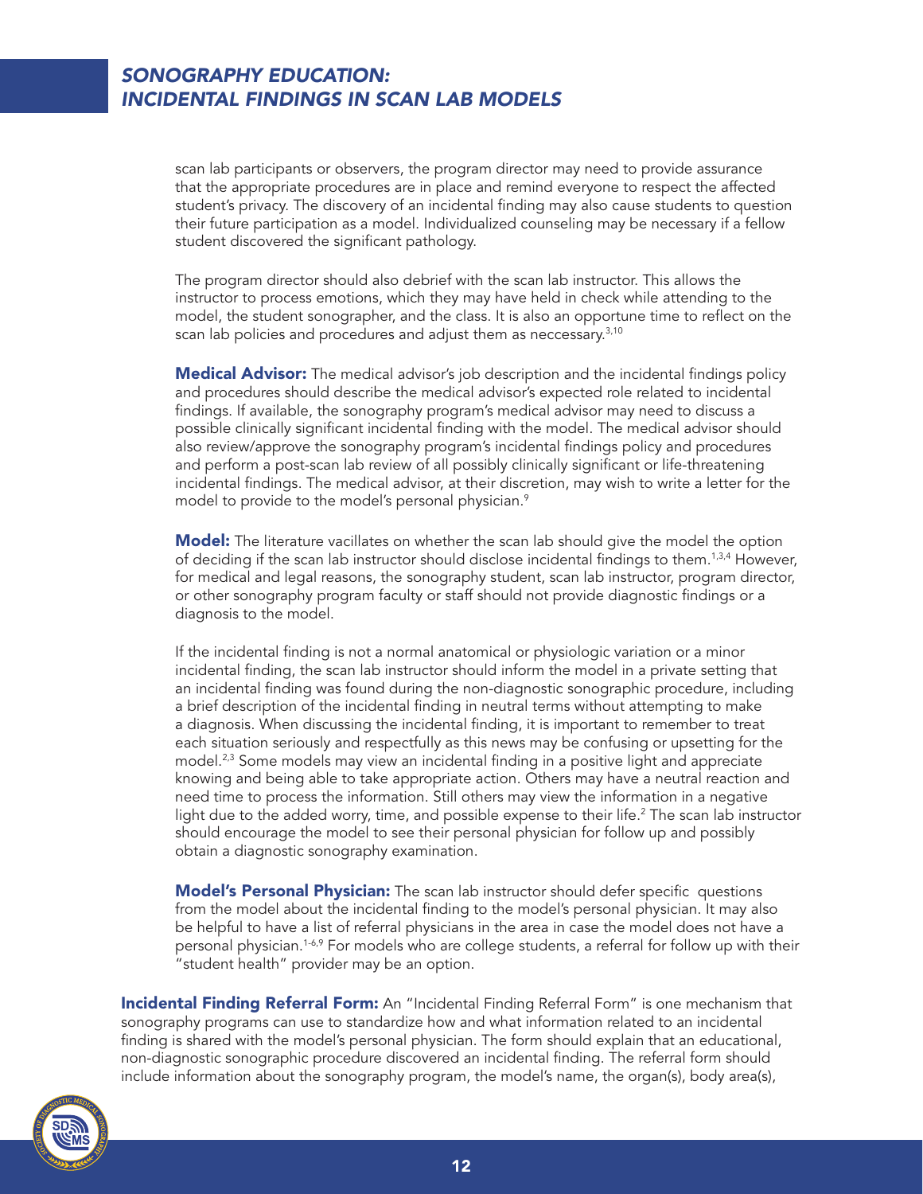scan lab participants or observers, the program director may need to provide assurance that the appropriate procedures are in place and remind everyone to respect the affected student's privacy. The discovery of an incidental finding may also cause students to question their future participation as a model. Individualized counseling may be necessary if a fellow student discovered the significant pathology.

The program director should also debrief with the scan lab instructor. This allows the instructor to process emotions, which they may have held in check while attending to the model, the student sonographer, and the class. It is also an opportune time to reflect on the scan lab policies and procedures and adjust them as neccessary.[3,10]

**Medical Advisor:** The medical advisor's job description and the incidental findings policy and procedures should describe the medical advisor's expected role related to incidental findings. If available, the sonography program's medical advisor may need to discuss a possible clinically significant incidental finding with the model. The medical advisor should also review/approve the sonography program's incidental findings policy and procedures and perform a post-scan lab review of all possibly clinically significant or life-threatening incidental findings. The medical advisor, at their discretion, may wish to write a letter for the model to provide to the model's personal physician.[9]

**Model:** The literature vacillates on whether the scan lab should give the model the option of deciding if the scan lab instructor should disclose incidental findings to them.[1,3,4] However, for medical and legal reasons, the sonography student, scan lab instructor, program director, or other sonography program faculty or staff should not provide diagnostic findings or a diagnosis to the model.

If the incidental finding is not a normal anatomical or physiologic variation or a minor incidental finding, the scan lab instructor should inform the model in a private setting that an incidental finding was found during the non-diagnostic sonographic procedure, including a brief description of the incidental finding in neutral terms without attempting to make a diagnosis. When discussing the incidental finding, it is important to remember to treat each situation seriously and respectfully as this news may be confusing or upsetting for the model.[2,3] Some models may view an incidental finding in a positive light and appreciate knowing and being able to take appropriate action. Others may have a neutral reaction and need time to process the information. Still others may view the information in a negative light due to the added worry, time, and possible expense to their life.[2] The scan lab instructor should encourage the model to see their personal physician for follow up and possibly obtain a diagnostic sonography examination.

**Model's Personal Physician:** The scan lab instructor should defer specific questions from the model about the incidental finding to the model's personal physician. It may also be helpful to have a list of referral physicians in the area in case the model does not have a personal physician.[1-6,9] For models who are college students, a referral for follow up with their "student health" provider may be an option.

**Incidental Finding Referral Form:** An "Incidental Finding Referral Form" is one mechanism that sonography programs can use to standardize how and what information related to an incidental finding is shared with the model's personal physician. The form should explain that an educational, non-diagnostic sonographic procedure discovered an incidental finding. The referral form should include information about the sonography program, the model's name, the organ(s), body area(s),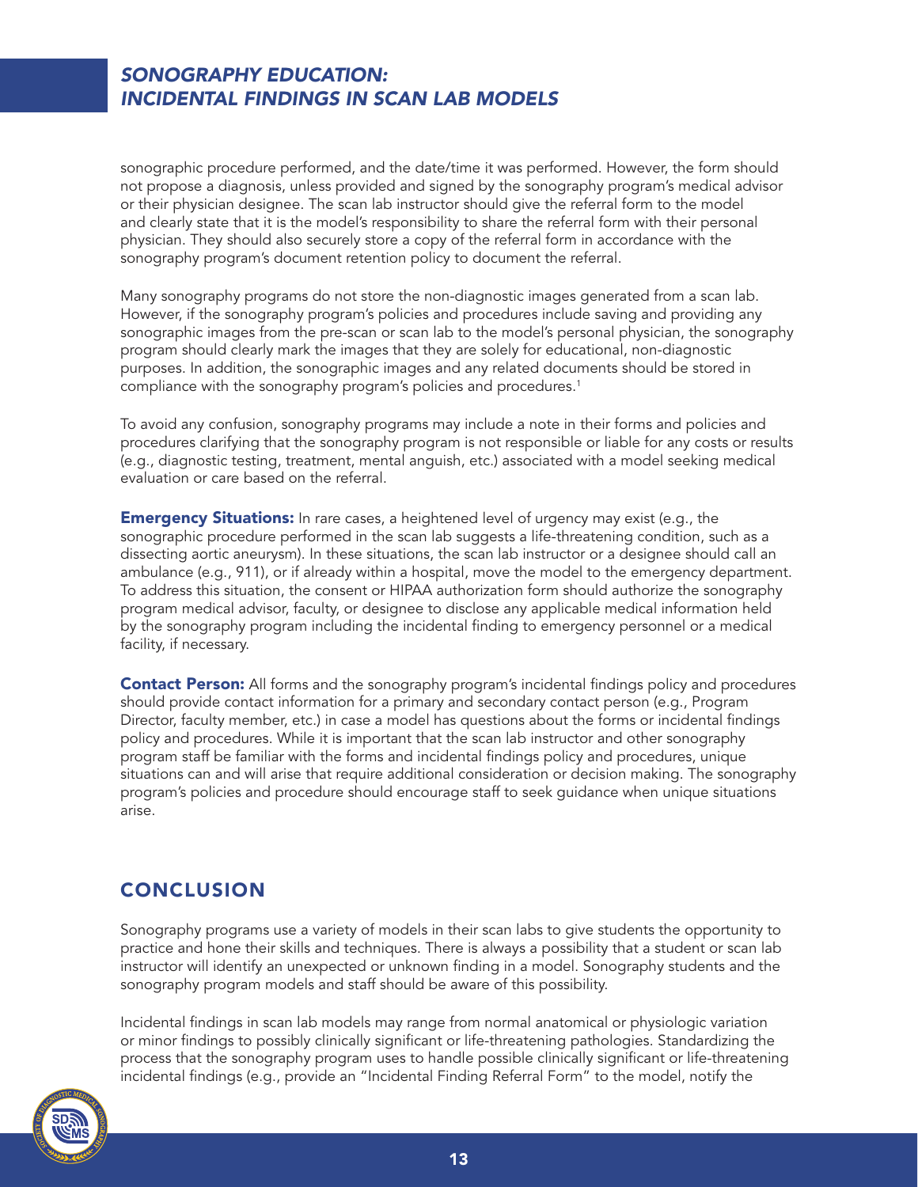sonographic procedure performed, and the date/time it was performed. However, the form should not propose a diagnosis, unless provided and signed by the sonography program's medical advisor or their physician designee. The scan lab instructor should give the referral form to the model and clearly state that it is the model's responsibility to share the referral form with their personal physician. They should also securely store a copy of the referral form in accordance with the sonography program's document retention policy to document the referral.

Many sonography programs do not store the non-diagnostic images generated from a scan lab. However, if the sonography program's policies and procedures include saving and providing any sonographic images from the pre-scan or scan lab to the model's personal physician, the sonography program should clearly mark the images that they are solely for educational, non-diagnostic purposes. In addition, the sonographic images and any related documents should be stored in compliance with the sonography program's policies and procedures.[1]

To avoid any confusion, sonography programs may include a note in their forms and policies and procedures clarifying that the sonography program is not responsible or liable for any costs or results (e.g., diagnostic testing, treatment, mental anguish, etc.) associated with a model seeking medical evaluation or care based on the referral.

**Emergency Situations:** In rare cases, a heightened level of urgency may exist (e.g., the sonographic procedure performed in the scan lab suggests a life-threatening condition, such as a dissecting aortic aneurysm). In these situations, the scan lab instructor or a designee should call an ambulance (e.g., 911), or if already within a hospital, move the model to the emergency department. To address this situation, the consent or HIPAA authorization form should authorize the sonography program medical advisor, faculty, or designee to disclose any applicable medical information held by the sonography program including the incidental finding to emergency personnel or a medical facility, if necessary.

**Contact Person:** All forms and the sonography program's incidental findings policy and procedures should provide contact information for a primary and secondary contact person (e.g., Program Director, faculty member, etc.) in case a model has questions about the forms or incidental findings policy and procedures. While it is important that the scan lab instructor and other sonography program staff be familiar with the forms and incidental findings policy and procedures, unique situations can and will arise that require additional consideration or decision making. The sonography program's policies and procedure should encourage staff to seek guidance when unique situations arise.

## CONCLUSION

Sonography programs use a variety of models in their scan labs to give students the opportunity to practice and hone their skills and techniques. There is always a possibility that a student or scan lab instructor will identify an unexpected or unknown finding in a model. Sonography students and the sonography program models and staff should be aware of this possibility.

Incidental findings in scan lab models may range from normal anatomical or physiologic variation or minor findings to possibly clinically significant or life-threatening pathologies. Standardizing the process that the sonography program uses to handle possible clinically significant or life-threatening incidental findings (e.g., provide an "Incidental Finding Referral Form" to the model, notify the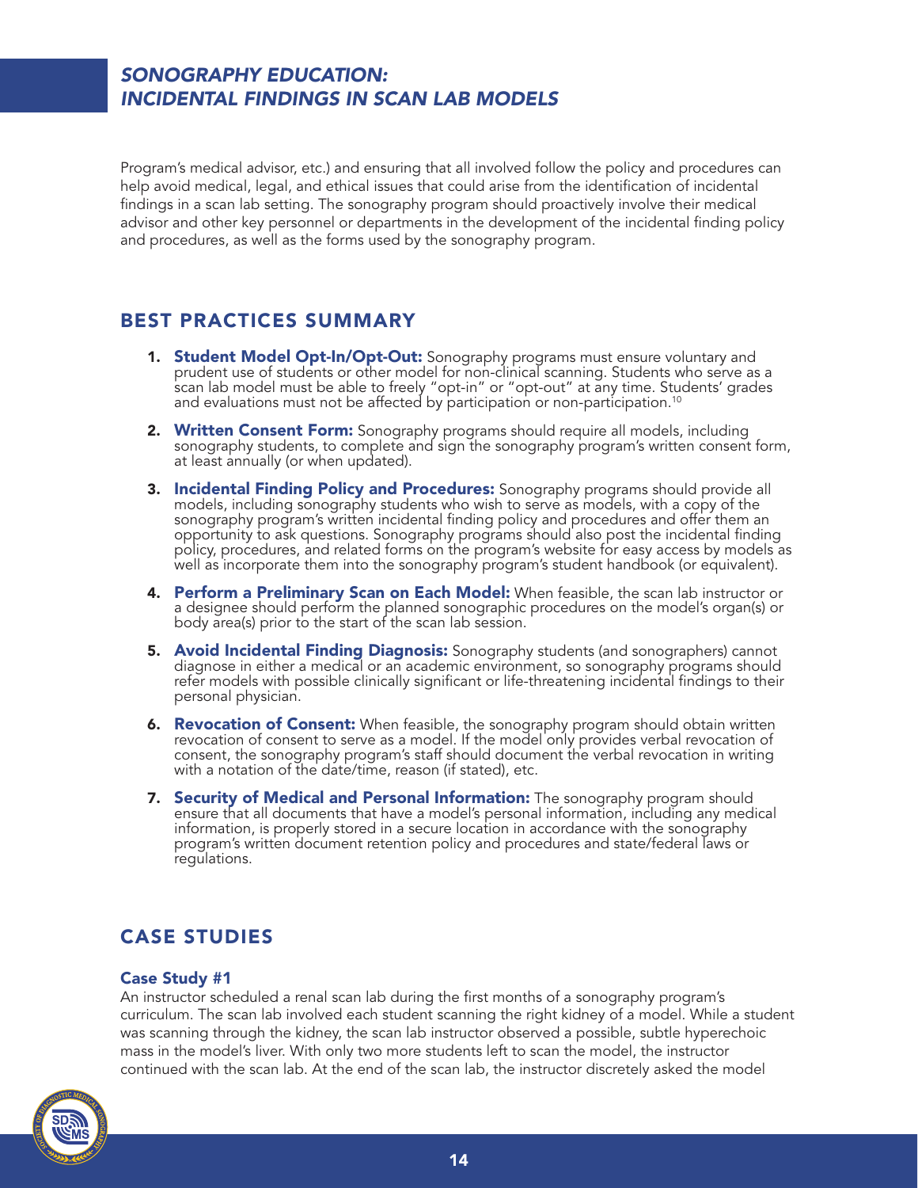Program's medical advisor, etc.) and ensuring that all involved follow the policy and procedures can help avoid medical, legal, and ethical issues that could arise from the identification of incidental findings in a scan lab setting. The sonography program should proactively involve their medical advisor and other key personnel or departments in the development of the incidental finding policy and procedures, as well as the forms used by the sonography program.

## BEST PRACTICES SUMMARY

1. **Student Model Opt-In/Opt-Out:** Sonography programs must ensure voluntary and prudent use of students or other model for non-clinical scanning. Students who serve as a scan lab model must be able to freely "opt-in" or "opt-out" at any time. Students' grades and evaluations must not be affected by participation or non-participation.[10]

2. **Written Consent Form:** Sonography programs should require all models, including sonography students, to complete and sign the sonography program's written consent form, at least annually (or when updated).

3. **Incidental Finding Policy and Procedures:** Sonography programs should provide all models, including sonography students who wish to serve as models, with a copy of the sonography program's written incidental finding policy and procedures and offer them an opportunity to ask questions. Sonography programs should also post the incidental finding policy, procedures, and related forms on the program's website for easy access by models as well as incorporate them into the sonography program's student handbook (or equivalent).

4. **Perform a Preliminary Scan on Each Model:** When feasible, the scan lab instructor or a designee should perform the planned sonographic procedures on the model's organ(s) or body area(s) prior to the start of the scan lab session.

5. **Avoid Incidental Finding Diagnosis:** Sonography students (and sonographers) cannot diagnose in either a medical or an academic environment, so sonography programs should refer models with possible clinically significant or life-threatening incidental findings to their personal physician.

6. **Revocation of Consent:** When feasible, the sonography program should obtain written revocation of consent to serve as a model. If the model only provides verbal revocation of consent, the sonography program's staff should document the verbal revocation in writing with a notation of the date/time, reason (if stated), etc.

7. **Security of Medical and Personal Information:** The sonography program should ensure that all documents that have a model's personal information, including any medical information, is properly stored in a secure location in accordance with the sonography program's written document retention policy and procedures and state/federal laws or regulations.

## CASE STUDIES

### Case Study #1

An instructor scheduled a renal scan lab during the first months of a sonography program's curriculum. The scan lab involved each student scanning the right kidney of a model. While a student was scanning through the kidney, the scan lab instructor observed a possible, subtle hyperechoic mass in the model's liver. With only two more students left to scan the model, the instructor continued with the scan lab. At the end of the scan lab, the instructor discretely asked the model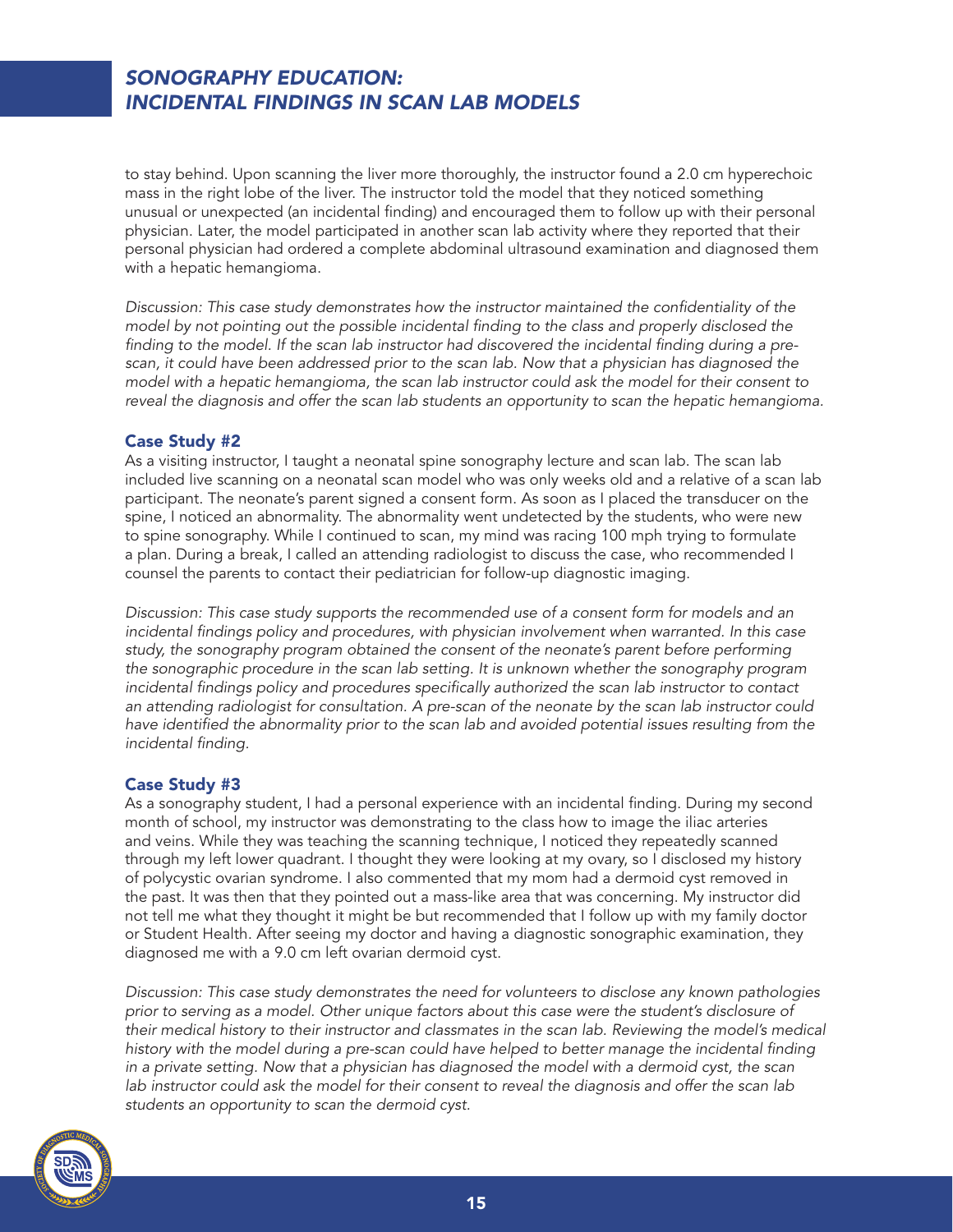to stay behind. Upon scanning the liver more thoroughly, the instructor found a 2.0 cm hyperechoic mass in the right lobe of the liver. The instructor told the model that they noticed something unusual or unexpected (an incidental finding) and encouraged them to follow up with their personal physician. Later, the model participated in another scan lab activity where they reported that their personal physician had ordered a complete abdominal ultrasound examination and diagnosed them with a hepatic hemangioma.

*Discussion: This case study demonstrates how the instructor maintained the confidentiality of the model by not pointing out the possible incidental finding to the class and properly disclosed the finding to the model. If the scan lab instructor had discovered the incidental finding during a pre-scan, it could have been addressed prior to the scan lab. Now that a physician has diagnosed the model with a hepatic hemangioma, the scan lab instructor could ask the model for their consent to reveal the diagnosis and offer the scan lab students an opportunity to scan the hepatic hemangioma.*

### Case Study #2

As a visiting instructor, I taught a neonatal spine sonography lecture and scan lab. The scan lab included live scanning on a neonatal scan model who was only weeks old and a relative of a scan lab participant. The neonate's parent signed a consent form. As soon as I placed the transducer on the spine, I noticed an abnormality. The abnormality went undetected by the students, who were new to spine sonography. While I continued to scan, my mind was racing 100 mph trying to formulate a plan. During a break, I called an attending radiologist to discuss the case, who recommended I counsel the parents to contact their pediatrician for follow-up diagnostic imaging.

*Discussion: This case study supports the recommended use of a consent form for models and an incidental findings policy and procedures, with physician involvement when warranted. In this case study, the sonography program obtained the consent of the neonate's parent before performing the sonographic procedure in the scan lab setting. It is unknown whether the sonography program incidental findings policy and procedures specifically authorized the scan lab instructor to contact an attending radiologist for consultation. A pre-scan of the neonate by the scan lab instructor could have identified the abnormality prior to the scan lab and avoided potential issues resulting from the incidental finding.*

### Case Study #3

As a sonography student, I had a personal experience with an incidental finding. During my second month of school, my instructor was demonstrating to the class how to image the iliac arteries and veins. While they was teaching the scanning technique, I noticed they repeatedly scanned through my left lower quadrant. I thought they were looking at my ovary, so I disclosed my history of polycystic ovarian syndrome. I also commented that my mom had a dermoid cyst removed in the past. It was then that they pointed out a mass-like area that was concerning. My instructor did not tell me what they thought it might be but recommended that I follow up with my family doctor or Student Health. After seeing my doctor and having a diagnostic sonographic examination, they diagnosed me with a 9.0 cm left ovarian dermoid cyst.

*Discussion: This case study demonstrates the need for volunteers to disclose any known pathologies prior to serving as a model. Other unique factors about this case were the student's disclosure of their medical history to their instructor and classmates in the scan lab. Reviewing the model's medical history with the model during a pre-scan could have helped to better manage the incidental finding in a private setting. Now that a physician has diagnosed the model with a dermoid cyst, the scan lab instructor could ask the model for their consent to reveal the diagnosis and offer the scan lab students an opportunity to scan the dermoid cyst.*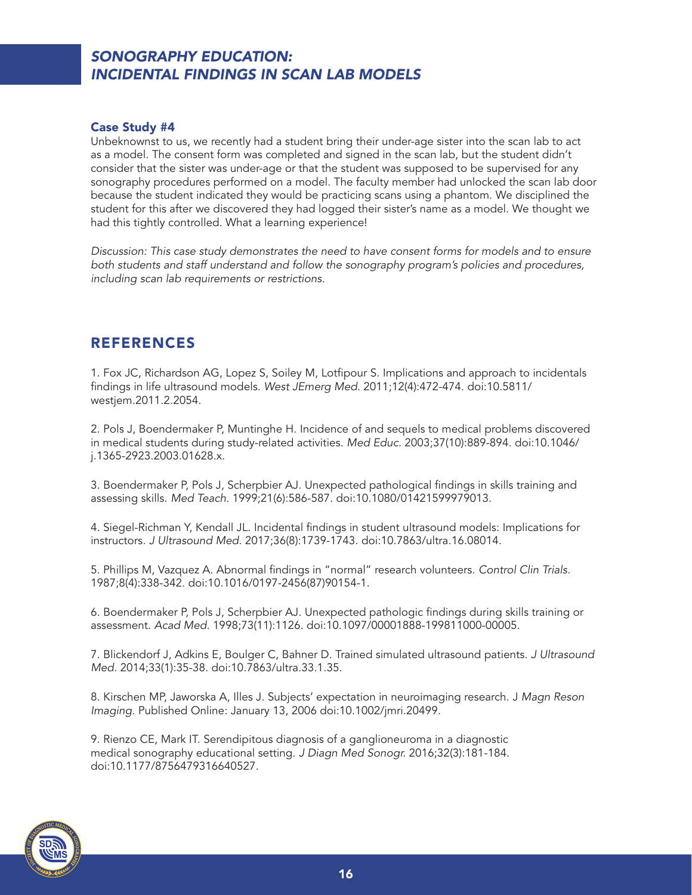### Case Study #4

Unbeknownst to us, we recently had a student bring their under-age sister into the scan lab to act as a model. The consent form was completed and signed in the scan lab, but the student didn't consider that the sister was under-age or that the student was supposed to be supervised for any sonography procedures performed on a model. The faculty member had unlocked the scan lab door because the student indicated they would be practicing scans using a phantom. We disciplined the student for this after we discovered they had logged their sister's name as a model. We thought we had this tightly controlled. What a learning experience!

*Discussion: This case study demonstrates the need to have consent forms for models and to ensure both students and staff understand and follow the sonography program's policies and procedures, including scan lab requirements or restrictions.*

## REFERENCES

1. Fox JC, Richardson AG, Lopez S, Soiley M, Lotfipour S. Implications and approach to incidentals findings in life ultrasound models. *West JEmerg Med.* 2011;12(4):472-474. doi:10.5811/westjem.2011.2.2054.

2. Pols J, Boendermaker P, Muntinghe H. Incidence of and sequels to medical problems discovered in medical students during study-related activities. *Med Educ.* 2003;37(10):889-894. doi:10.1046/j.1365-2923.2003.01628.x.

3. Boendermaker P, Pols J, Scherpbier AJ. Unexpected pathological findings in skills training and assessing skills. *Med Teach.* 1999;21(6):586-587. doi:10.1080/01421599979013.

4. Siegel-Richman Y, Kendall JL. Incidental findings in student ultrasound models: Implications for instructors. *J Ultrasound Med.* 2017;36(8):1739-1743. doi:10.7863/ultra.16.08014.

5. Phillips M, Vazquez A. Abnormal findings in "normal" research volunteers. *Control Clin Trials.* 1987;8(4):338-342. doi:10.1016/0197-2456(87)90154-1.

6. Boendermaker P, Pols J, Scherpbier AJ. Unexpected pathologic findings during skills training or assessment. *Acad Med.* 1998;73(11):1126. doi:10.1097/00001888-199811000-00005.

7. Blickendorf J, Adkins E, Boulger C, Bahner D. Trained simulated ultrasound patients. *J Ultrasound Med.* 2014;33(1):35-38. doi:10.7863/ultra.33.1.35.

8. Kirschen MP, Jaworska A, Illes J. Subjects' expectation in neuroimaging research. J *Magn Reson Imaging.* Published Online: January 13, 2006 doi:10.1002/jmri.20499.

9. Rienzo CE, Mark IT. Serendipitous diagnosis of a ganglioneuroma in a diagnostic medical sonography educational setting. *J Diagn Med Sonogr.* 2016;32(3):181-184. doi:10.1177/8756479316640527.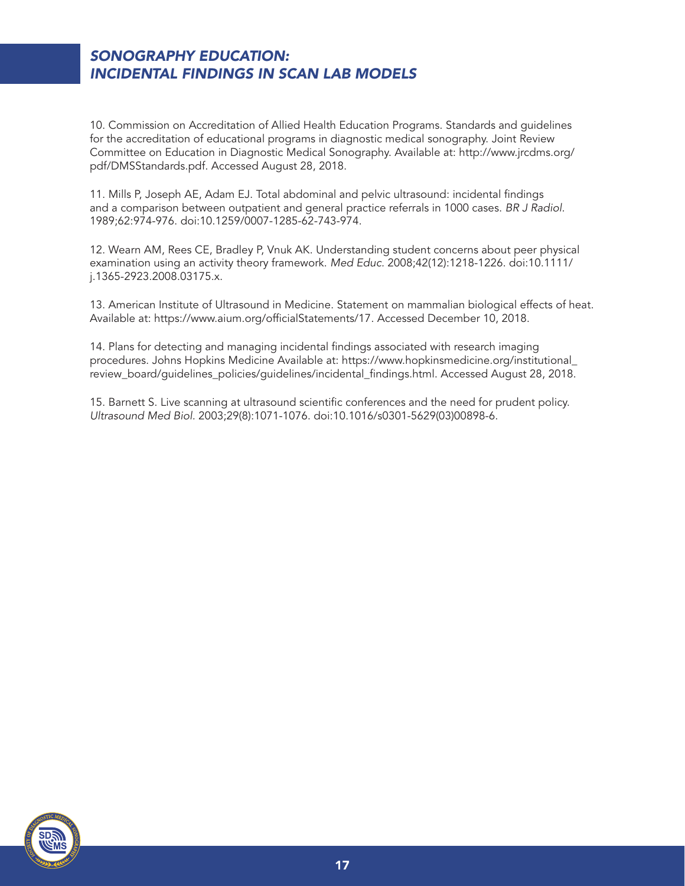10. Commission on Accreditation of Allied Health Education Programs. Standards and guidelines for the accreditation of educational programs in diagnostic medical sonography. Joint Review Committee on Education in Diagnostic Medical Sonography. Available at: http://www.jrcdms.org/pdf/DMSStandards.pdf. Accessed August 28, 2018.

11. Mills P, Joseph AE, Adam EJ. Total abdominal and pelvic ultrasound: incidental findings and a comparison between outpatient and general practice referrals in 1000 cases. *BR J Radiol.* 1989;62:974-976. doi:10.1259/0007-1285-62-743-974.

12. Wearn AM, Rees CE, Bradley P, Vnuk AK. Understanding student concerns about peer physical examination using an activity theory framework. *Med Educ.* 2008;42(12):1218-1226. doi:10.1111/j.1365-2923.2008.03175.x.

13. American Institute of Ultrasound in Medicine. Statement on mammalian biological effects of heat. Available at: https://www.aium.org/officialStatements/17. Accessed December 10, 2018.

14. Plans for detecting and managing incidental findings associated with research imaging procedures. Johns Hopkins Medicine Available at: https://www.hopkinsmedicine.org/institutional_review_board/guidelines_policies/guidelines/incidental_findings.html. Accessed August 28, 2018.

15. Barnett S. Live scanning at ultrasound scientific conferences and the need for prudent policy. *Ultrasound Med Biol.* 2003;29(8):1071-1076. doi:10.1016/s0301-5629(03)00898-6.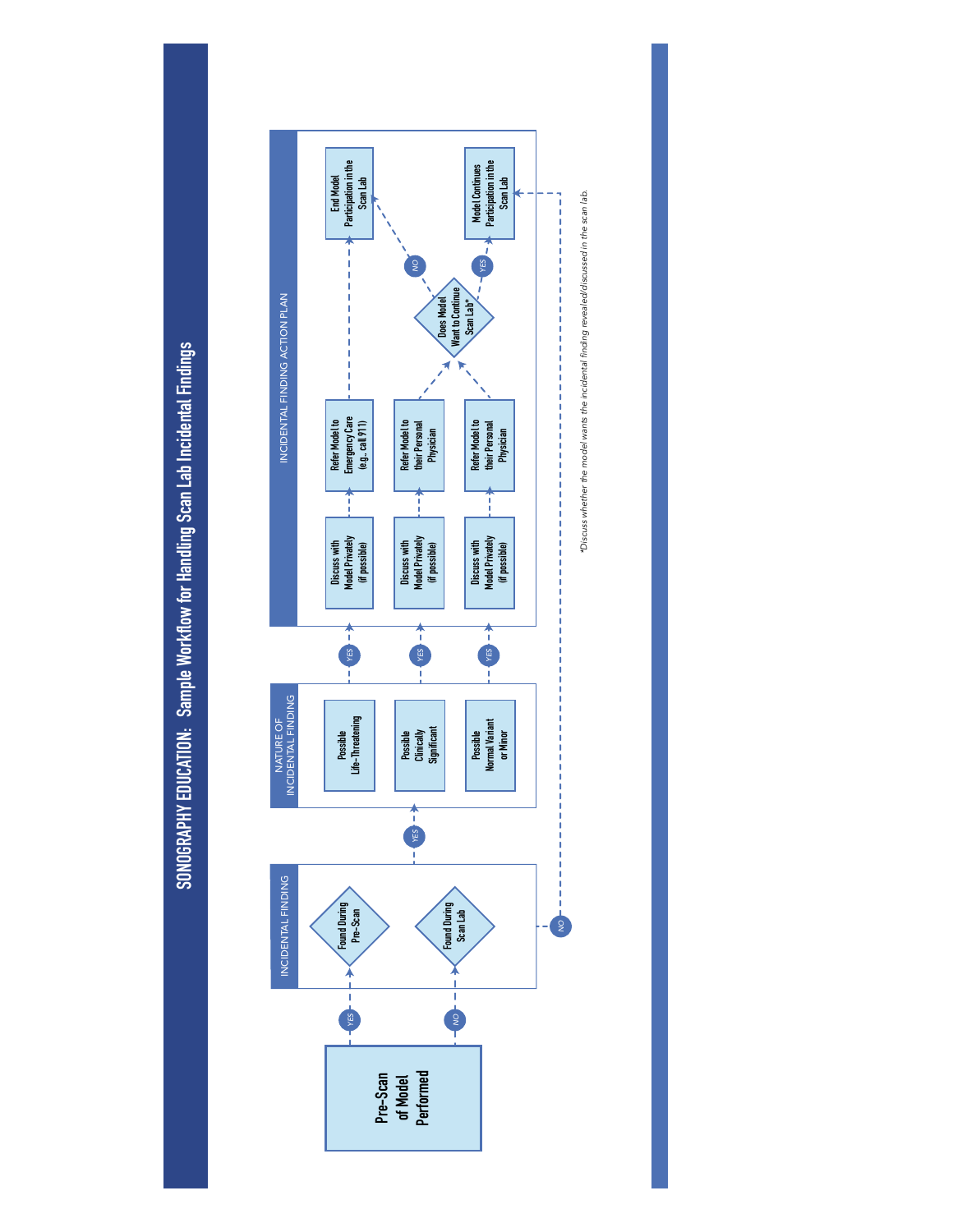# SONOGRAPHY EDUCATION: Sample Workflow for Handling Scan Lab Incidental Findings

Pre-Scan of Model Performed

YES
NO

INCIDENTAL FINDING

Found During Pre-Scan

Found During Scan Lab

YES
NO

NATURE OF INCIDENTAL FINDING

Possible Life-Threatening

Possible Clinically Significant

Possible Normal Variant or Minor

YES
YES
YES

INCIDENTAL FINDING ACTION PLAN

Discuss with Model Privately (if possible)

Refer Model to Emergency Care (e.g., call 911)

End Model Participation in the Scan Lab

Discuss with Model Privately (if possible)

Refer Model to their Personal Physician

Discuss with Model Privately (if possible)

Refer Model to their Personal Physician

Does Model Want to Continue Scan Lab*

NO
YES

Model Continues Participation in the Scan Lab

*Discuss whether the model wants the incidental finding revealed/discussed in the scan lab.